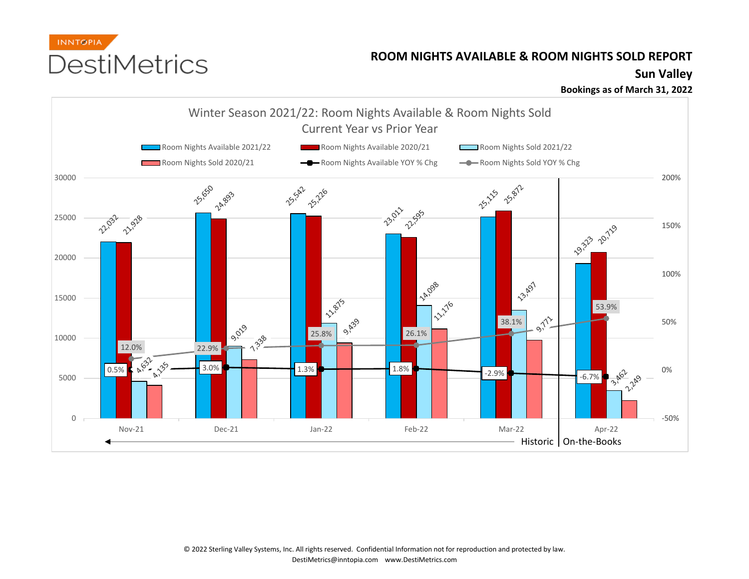INNTOPIA DestiMetrics

# ROOM NIGHTS AVAILABLE & ROOM NIGHTS SOLD REPORT

## Sun Valley

**Bookings as of March 31, 2022**

### Winter Season 2021/22: Room Nights Available & Room Nights Sold Current Year vs Prior Year

| Month | Room Nights Available 2021/22 | Room Nights Available 2020/21 | Room Nights Sold 2021/22 | Room Nights Sold 2020/21 | Room Nights Available YOY % Chg | Room Nights Sold YOY % Chg |
|---|---|---|---|---|---|---|
| Nov-21 | 22,032 | 21,928 | 4,632 | 4,135 | 0.5% | 12.0% |
| Dec-21 | 25,650 | 24,893 | 9,019 | 7,338 | 3.0% | 22.9% |
| Jan-22 | 25,542 | 25,226 | 11,875 | 9,439 | 1.3% | 25.8% |
| Feb-22 | 23,011 | 22,595 | 14,098 | 11,176 | 1.8% | 26.1% |
| Mar-22 | 25,115 | 25,872 | 13,497 | 9,771 | -2.9% | 38.1% |
| Apr-22 | 19,323 | 20,719 | 3,462 | 2,249 | -6.7% | 53.9% |

Historic: Nov-21 to Mar-22 | On-the-Books: Apr-22

© 2022 Sterling Valley Systems, Inc. All rights reserved. Confidential Information not for reproduction and protected by law.
DestiMetrics@inntopia.com www.DestiMetrics.com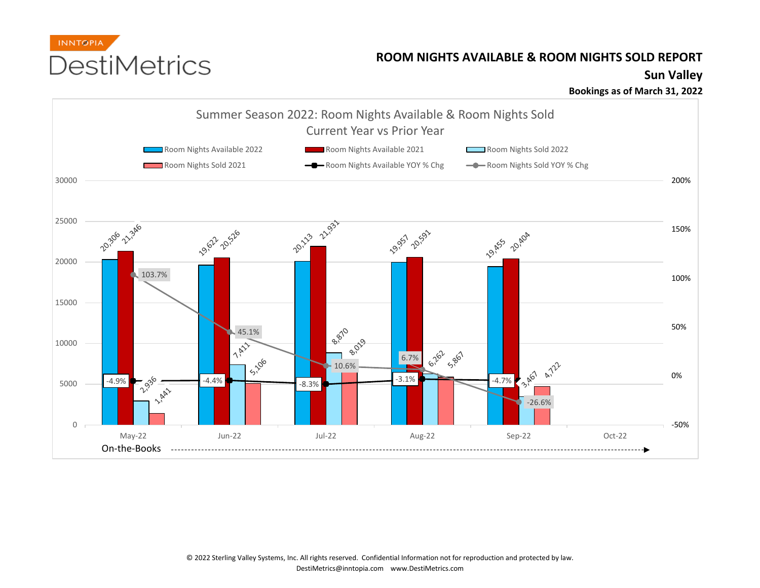INNTOPIA
DestiMetrics

# ROOM NIGHTS AVAILABLE & ROOM NIGHTS SOLD REPORT
## Sun Valley
**Bookings as of March 31, 2022**

Summer Season 2022: Room Nights Available & Room Nights Sold
Current Year vs Prior Year

Room Nights Available 2022
Room Nights Available 2021
Room Nights Sold 2022
Room Nights Sold 2021
Room Nights Available YOY % Chg
Room Nights Sold YOY % Chg

30000
25000
20000
15000
10000
5000
0

200%
150%
100%
50%
0%
-50%

May-22: 20,306 21,346 2,936 1,441 -4.9% 103.7%
Jun-22: 19,622 20,526 7,411 5,106 -4.4% 45.1%
Jul-22: 20,113 21,931 8,870 8,019 -8.3% 10.6%
Aug-22: 19,957 20,591 6,262 5,867 -3.1% 6.7%
Sep-22: 19,455 20,404 3,467 4,722 -4.7% -26.6%
Oct-22

On-the-Books

© 2022 Sterling Valley Systems, Inc. All rights reserved. Confidential Information not for reproduction and protected by law.
DestiMetrics@inntopia.com www.DestiMetrics.com